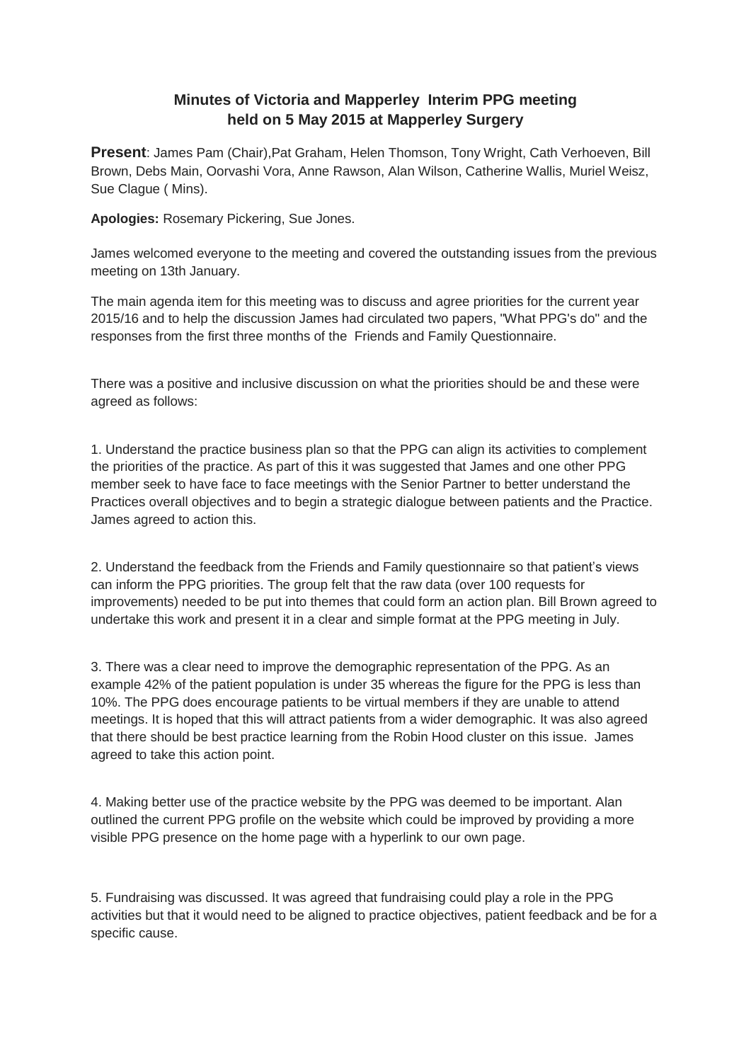# Minutes of Victoria and Mapperley Interim PPG meeting held on 5 May 2015 at Mapperley Surgery

**Present**: James Pam (Chair),Pat Graham, Helen Thomson, Tony Wright, Cath Verhoeven, Bill Brown, Debs Main, Oorvashi Vora, Anne Rawson, Alan Wilson, Catherine Wallis, Muriel Weisz, Sue Clague ( Mins).

**Apologies:** Rosemary Pickering, Sue Jones.

James welcomed everyone to the meeting and covered the outstanding issues from the previous meeting on 13th January.

The main agenda item for this meeting was to discuss and agree priorities for the current year 2015/16 and to help the discussion James had circulated two papers, "What PPG's do" and the responses from the first three months of the Friends and Family Questionnaire.

There was a positive and inclusive discussion on what the priorities should be and these were agreed as follows:

1. Understand the practice business plan so that the PPG can align its activities to complement the priorities of the practice. As part of this it was suggested that James and one other PPG member seek to have face to face meetings with the Senior Partner to better understand the Practices overall objectives and to begin a strategic dialogue between patients and the Practice. James agreed to action this.

2. Understand the feedback from the Friends and Family questionnaire so that patient's views can inform the PPG priorities. The group felt that the raw data (over 100 requests for improvements) needed to be put into themes that could form an action plan. Bill Brown agreed to undertake this work and present it in a clear and simple format at the PPG meeting in July.

3. There was a clear need to improve the demographic representation of the PPG. As an example 42% of the patient population is under 35 whereas the figure for the PPG is less than 10%. The PPG does encourage patients to be virtual members if they are unable to attend meetings. It is hoped that this will attract patients from a wider demographic. It was also agreed that there should be best practice learning from the Robin Hood cluster on this issue. James agreed to take this action point.

4. Making better use of the practice website by the PPG was deemed to be important. Alan outlined the current PPG profile on the website which could be improved by providing a more visible PPG presence on the home page with a hyperlink to our own page.

5. Fundraising was discussed. It was agreed that fundraising could play a role in the PPG activities but that it would need to be aligned to practice objectives, patient feedback and be for a specific cause.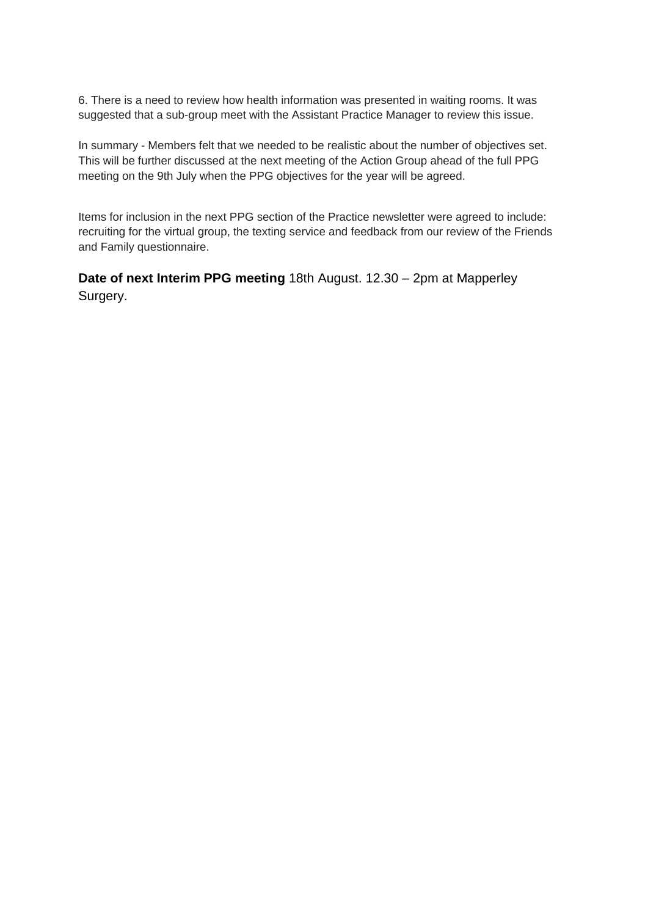6. There is a need to review how health information was presented in waiting rooms. It was suggested that a sub-group meet with the Assistant Practice Manager to review this issue.

In summary - Members felt that we needed to be realistic about the number of objectives set. This will be further discussed at the next meeting of the Action Group ahead of the full PPG meeting on the 9th July when the PPG objectives for the year will be agreed.

Items for inclusion in the next PPG section of the Practice newsletter were agreed to include: recruiting for the virtual group, the texting service and feedback from our review of the Friends and Family questionnaire.

**Date of next Interim PPG meeting** 18th August. 12.30 – 2pm at Mapperley Surgery.